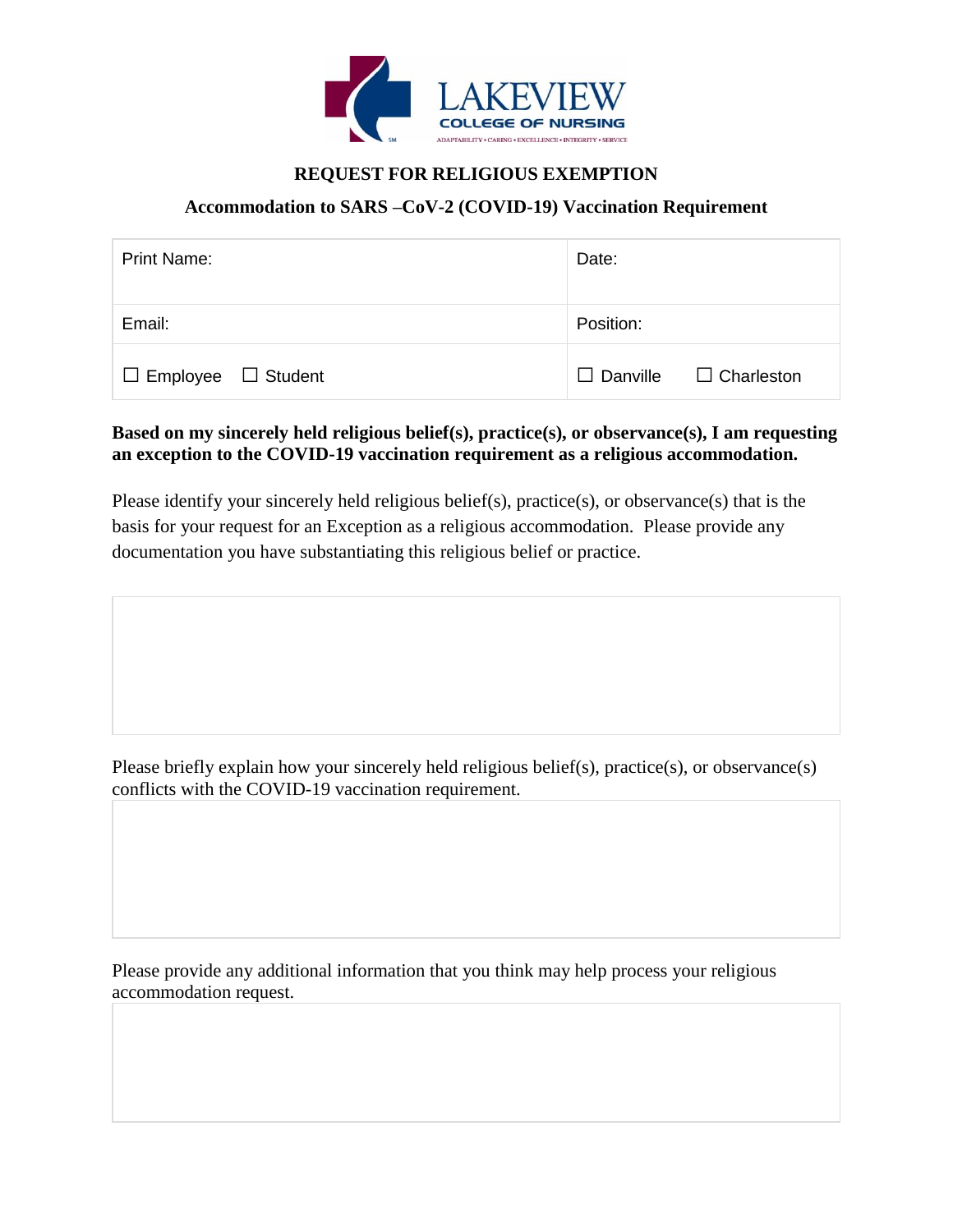LAKEVIEW
COLLEGE OF NURSING
ADAPTABILITY • CARING • EXCELLENCE • INTEGRITY • SERVICE

## REQUEST FOR RELIGIOUS EXEMPTION

### Accommodation to SARS –CoV-2 (COVID-19) Vaccination Requirement

| | |
|---|---|
| Print Name: | Date: |
| Email: | Position: |
| ☐ Employee ☐ Student | ☐ Danville ☐ Charleston |

**Based on my sincerely held religious belief(s), practice(s), or observance(s), I am requesting an exception to the COVID-19 vaccination requirement as a religious accommodation.**

Please identify your sincerely held religious belief(s), practice(s), or observance(s) that is the basis for your request for an Exception as a religious accommodation. Please provide any documentation you have substantiating this religious belief or practice.

Please briefly explain how your sincerely held religious belief(s), practice(s), or observance(s) conflicts with the COVID-19 vaccination requirement.

Please provide any additional information that you think may help process your religious accommodation request.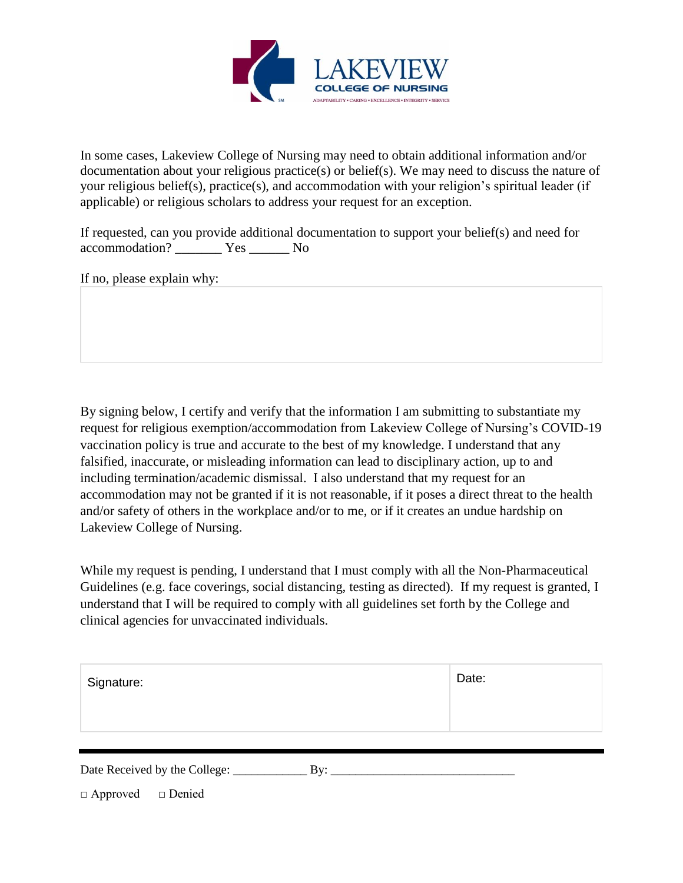In some cases, Lakeview College of Nursing may need to obtain additional information and/or documentation about your religious practice(s) or belief(s). We may need to discuss the nature of your religious belief(s), practice(s), and accommodation with your religion's spiritual leader (if applicable) or religious scholars to address your request for an exception.

If requested, can you provide additional documentation to support your belief(s) and need for accommodation? _______ Yes ______ No

If no, please explain why:

| |
|---|
| |

By signing below, I certify and verify that the information I am submitting to substantiate my request for religious exemption/accommodation from Lakeview College of Nursing's COVID-19 vaccination policy is true and accurate to the best of my knowledge. I understand that any falsified, inaccurate, or misleading information can lead to disciplinary action, up to and including termination/academic dismissal. I also understand that my request for an accommodation may not be granted if it is not reasonable, if it poses a direct threat to the health and/or safety of others in the workplace and/or to me, or if it creates an undue hardship on Lakeview College of Nursing.

While my request is pending, I understand that I must comply with all the Non-Pharmaceutical Guidelines (e.g. face coverings, social distancing, testing as directed). If my request is granted, I understand that I will be required to comply with all guidelines set forth by the College and clinical agencies for unvaccinated individuals.

| | |
|---|---|
| Signature: | Date: |

---

Date Received by the College: ____________ By: ______________________________

□ Approved □ Denied